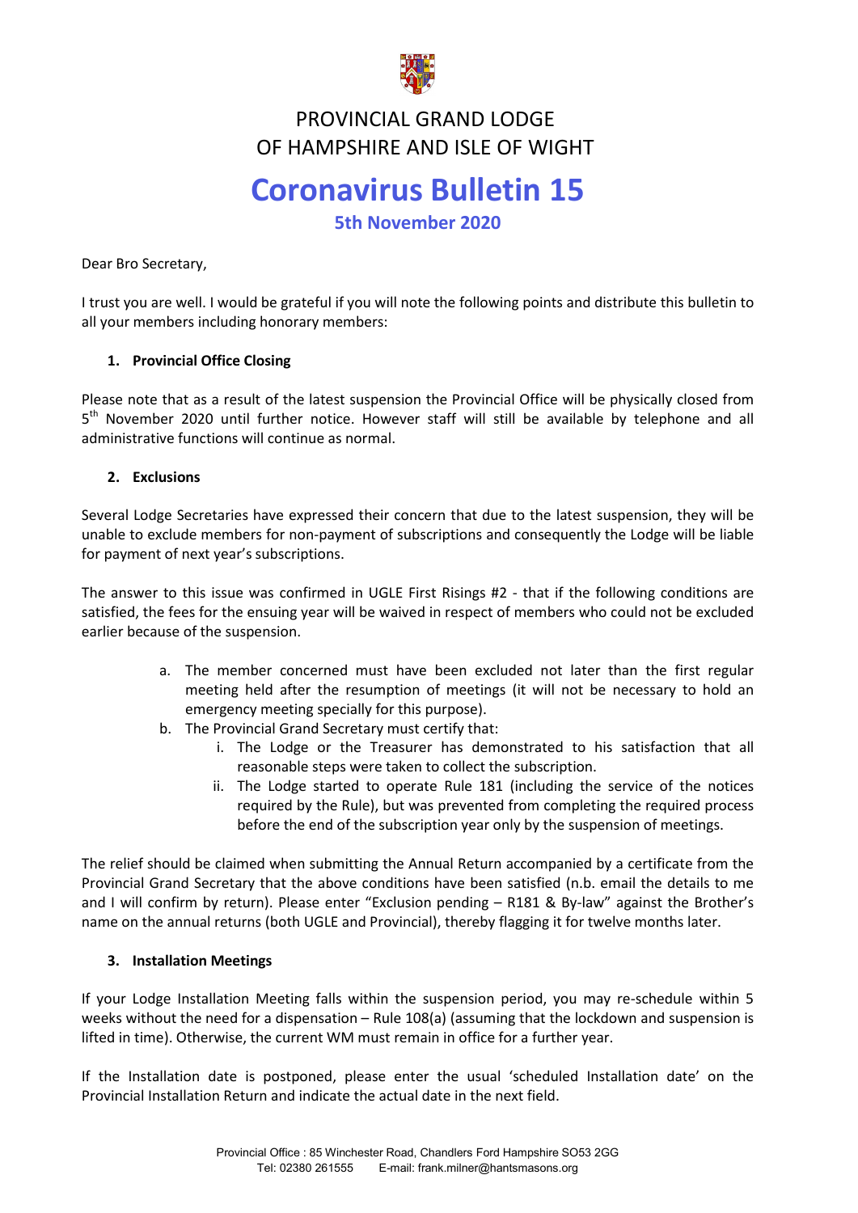# PROVINCIAL GRAND LODGE OF HAMPSHIRE AND ISLE OF WIGHT

# Coronavirus Bulletin 15

## 5th November 2020

Dear Bro Secretary,

I trust you are well. I would be grateful if you will note the following points and distribute this bulletin to all your members including honorary members:

1. **Provincial Office Closing**

Please note that as a result of the latest suspension the Provincial Office will be physically closed from 5th November 2020 until further notice. However staff will still be available by telephone and all administrative functions will continue as normal.

2. **Exclusions**

Several Lodge Secretaries have expressed their concern that due to the latest suspension, they will be unable to exclude members for non-payment of subscriptions and consequently the Lodge will be liable for payment of next year's subscriptions.

The answer to this issue was confirmed in UGLE First Risings #2 - that if the following conditions are satisfied, the fees for the ensuing year will be waived in respect of members who could not be excluded earlier because of the suspension.

a. The member concerned must have been excluded not later than the first regular meeting held after the resumption of meetings (it will not be necessary to hold an emergency meeting specially for this purpose).
b. The Provincial Grand Secretary must certify that:
    i. The Lodge or the Treasurer has demonstrated to his satisfaction that all reasonable steps were taken to collect the subscription.
    ii. The Lodge started to operate Rule 181 (including the service of the notices required by the Rule), but was prevented from completing the required process before the end of the subscription year only by the suspension of meetings.

The relief should be claimed when submitting the Annual Return accompanied by a certificate from the Provincial Grand Secretary that the above conditions have been satisfied (n.b. email the details to me and I will confirm by return). Please enter "Exclusion pending – R181 & By-law" against the Brother's name on the annual returns (both UGLE and Provincial), thereby flagging it for twelve months later.

3. **Installation Meetings**

If your Lodge Installation Meeting falls within the suspension period, you may re-schedule within 5 weeks without the need for a dispensation – Rule 108(a) (assuming that the lockdown and suspension is lifted in time). Otherwise, the current WM must remain in office for a further year.

If the Installation date is postponed, please enter the usual 'scheduled Installation date' on the Provincial Installation Return and indicate the actual date in the next field.

Provincial Office : 85 Winchester Road, Chandlers Ford Hampshire SO53 2GG
Tel: 02380 261555 E-mail: frank.milner@hantsmasons.org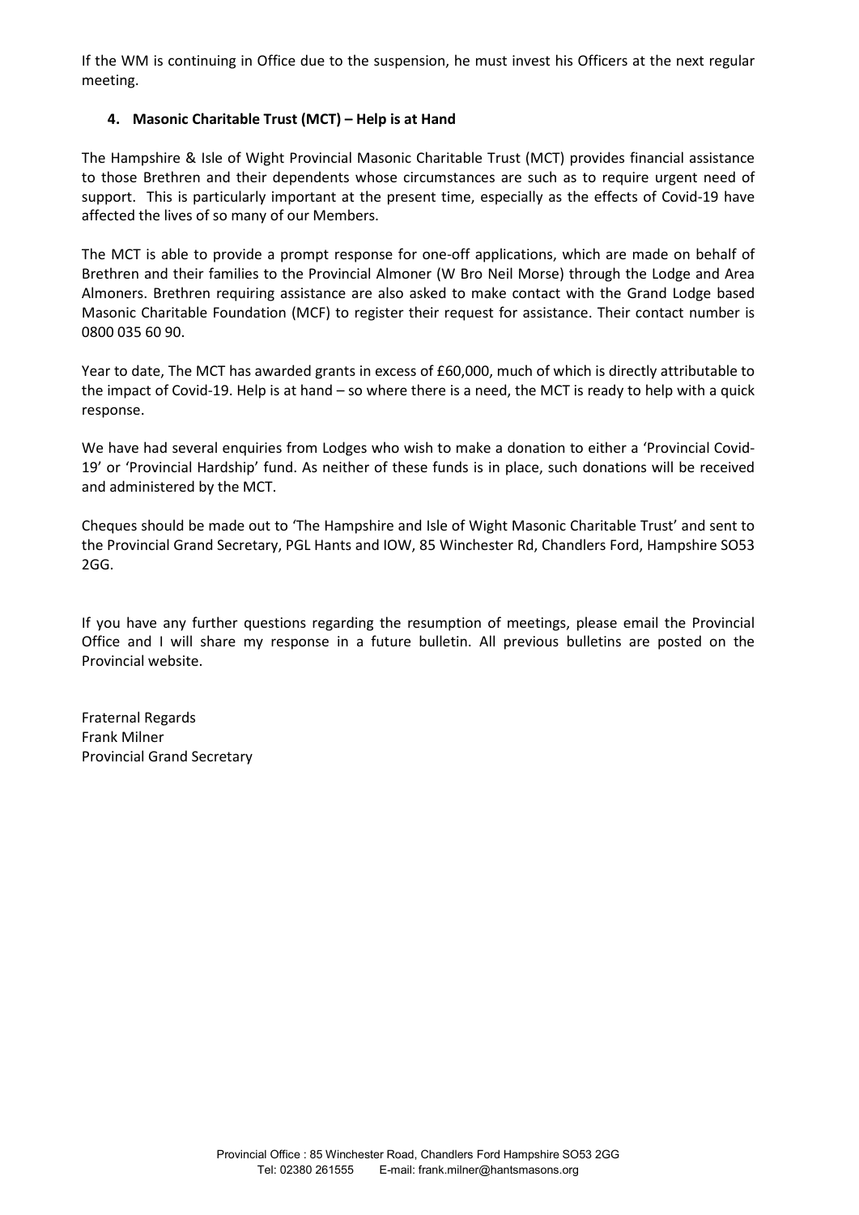If the WM is continuing in Office due to the suspension, he must invest his Officers at the next regular meeting.

### 4. Masonic Charitable Trust (MCT) – Help is at Hand

The Hampshire & Isle of Wight Provincial Masonic Charitable Trust (MCT) provides financial assistance to those Brethren and their dependents whose circumstances are such as to require urgent need of support. This is particularly important at the present time, especially as the effects of Covid-19 have affected the lives of so many of our Members.

The MCT is able to provide a prompt response for one-off applications, which are made on behalf of Brethren and their families to the Provincial Almoner (W Bro Neil Morse) through the Lodge and Area Almoners. Brethren requiring assistance are also asked to make contact with the Grand Lodge based Masonic Charitable Foundation (MCF) to register their request for assistance. Their contact number is 0800 035 60 90.

Year to date, The MCT has awarded grants in excess of £60,000, much of which is directly attributable to the impact of Covid-19. Help is at hand – so where there is a need, the MCT is ready to help with a quick response.

We have had several enquiries from Lodges who wish to make a donation to either a 'Provincial Covid-19' or 'Provincial Hardship' fund. As neither of these funds is in place, such donations will be received and administered by the MCT.

Cheques should be made out to 'The Hampshire and Isle of Wight Masonic Charitable Trust' and sent to the Provincial Grand Secretary, PGL Hants and IOW, 85 Winchester Rd, Chandlers Ford, Hampshire SO53 2GG.

If you have any further questions regarding the resumption of meetings, please email the Provincial Office and I will share my response in a future bulletin. All previous bulletins are posted on the Provincial website.

Fraternal Regards
Frank Milner
Provincial Grand Secretary

Provincial Office : 85 Winchester Road, Chandlers Ford Hampshire SO53 2GG
Tel: 02380 261555 E-mail: frank.milner@hantsmasons.org